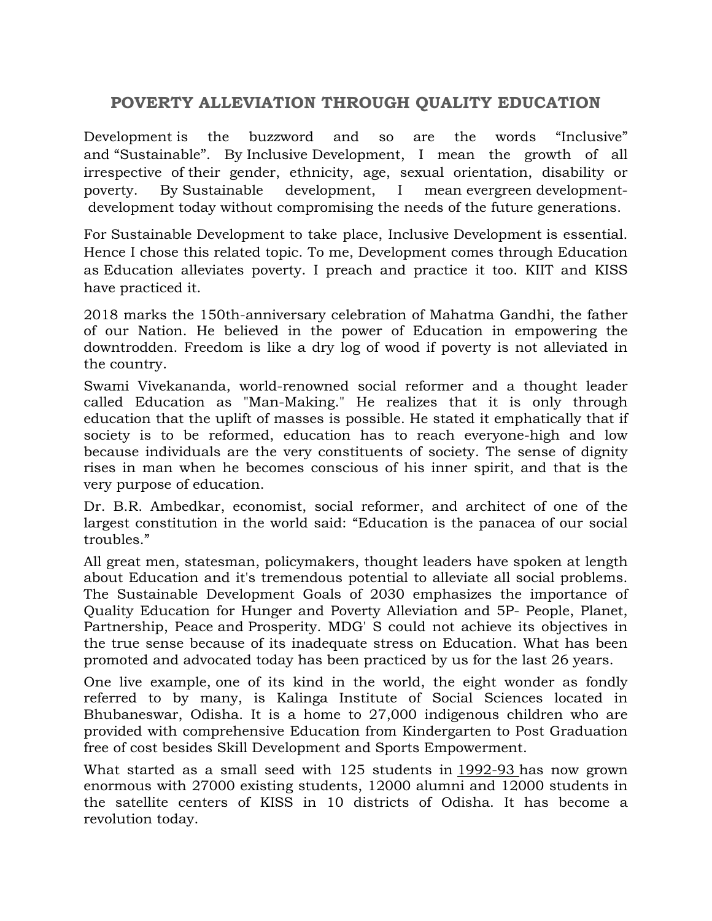# POVERTY ALLEVIATION THROUGH QUALITY EDUCATION

Development is the buzzword and so are the words "Inclusive" and "Sustainable". By Inclusive Development, I mean the growth of all irrespective of their gender, ethnicity, age, sexual orientation, disability or poverty. By Sustainable development, I mean evergreen development- development today without compromising the needs of the future generations.

For Sustainable Development to take place, Inclusive Development is essential. Hence I chose this related topic. To me, Development comes through Education as Education alleviates poverty. I preach and practice it too. KIIT and KISS have practiced it.

2018 marks the 150th-anniversary celebration of Mahatma Gandhi, the father of our Nation. He believed in the power of Education in empowering the downtrodden. Freedom is like a dry log of wood if poverty is not alleviated in the country.

Swami Vivekananda, world-renowned social reformer and a thought leader called Education as "Man-Making." He realizes that it is only through education that the uplift of masses is possible. He stated it emphatically that if society is to be reformed, education has to reach everyone-high and low because individuals are the very constituents of society. The sense of dignity rises in man when he becomes conscious of his inner spirit, and that is the very purpose of education.

Dr. B.R. Ambedkar, economist, social reformer, and architect of one of the largest constitution in the world said: "Education is the panacea of our social troubles."

All great men, statesman, policymakers, thought leaders have spoken at length about Education and it's tremendous potential to alleviate all social problems. The Sustainable Development Goals of 2030 emphasizes the importance of Quality Education for Hunger and Poverty Alleviation and 5P- People, Planet, Partnership, Peace and Prosperity. MDG' S could not achieve its objectives in the true sense because of its inadequate stress on Education. What has been promoted and advocated today has been practiced by us for the last 26 years.

One live example, one of its kind in the world, the eight wonder as fondly referred to by many, is Kalinga Institute of Social Sciences located in Bhubaneswar, Odisha. It is a home to 27,000 indigenous children who are provided with comprehensive Education from Kindergarten to Post Graduation free of cost besides Skill Development and Sports Empowerment.

What started as a small seed with 125 students in 1992-93 has now grown enormous with 27000 existing students, 12000 alumni and 12000 students in the satellite centers of KISS in 10 districts of Odisha. It has become a revolution today.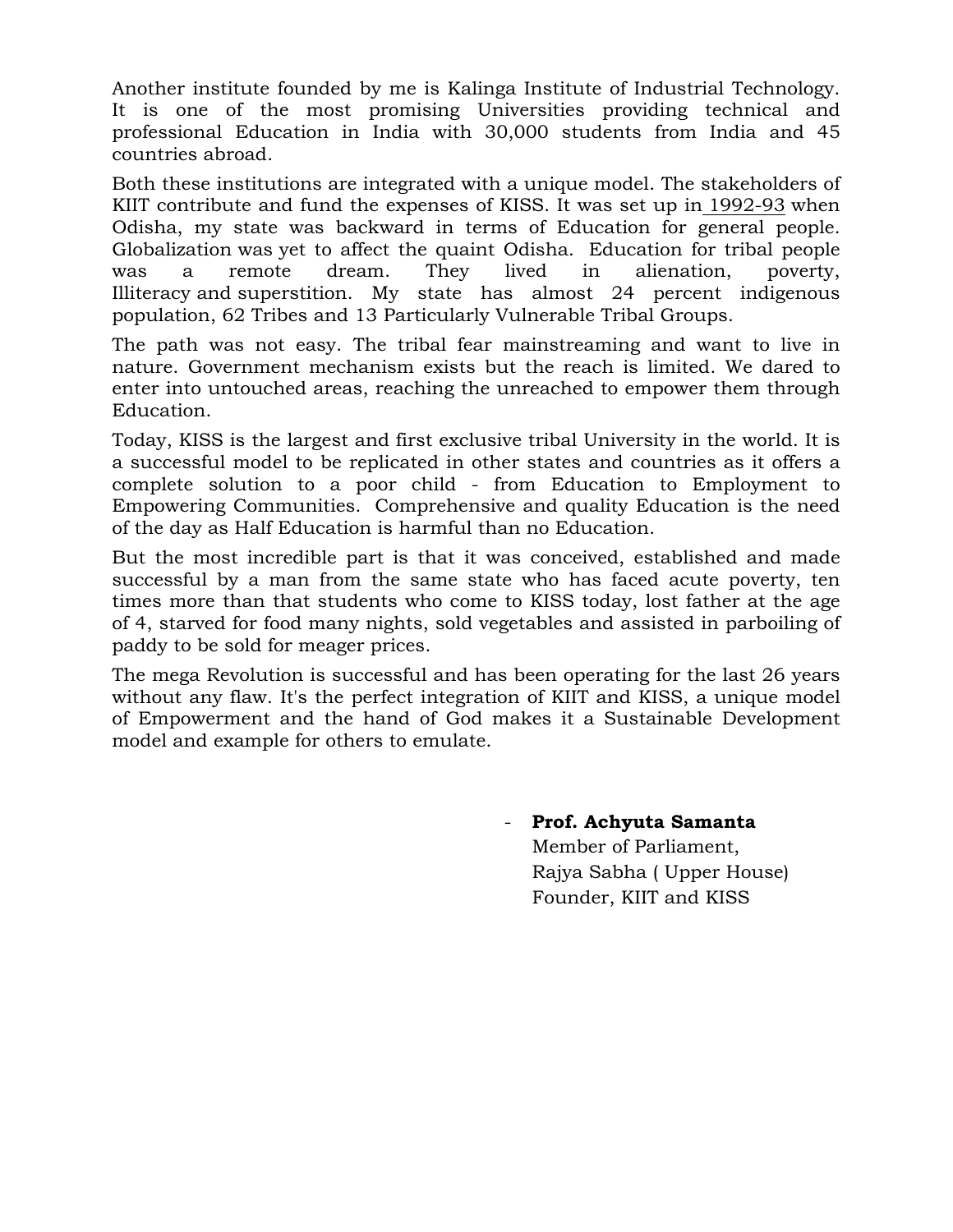Another institute founded by me is Kalinga Institute of Industrial Technology. It is one of the most promising Universities providing technical and professional Education in India with 30,000 students from India and 45 countries abroad.

Both these institutions are integrated with a unique model. The stakeholders of KIIT contribute and fund the expenses of KISS. It was set up in 1992-93 when Odisha, my state was backward in terms of Education for general people. Globalization was yet to affect the quaint Odisha. Education for tribal people was a remote dream. They lived in alienation, poverty, Illiteracy and superstition. My state has almost 24 percent indigenous population, 62 Tribes and 13 Particularly Vulnerable Tribal Groups.

The path was not easy. The tribal fear mainstreaming and want to live in nature. Government mechanism exists but the reach is limited. We dared to enter into untouched areas, reaching the unreached to empower them through Education.

Today, KISS is the largest and first exclusive tribal University in the world. It is a successful model to be replicated in other states and countries as it offers a complete solution to a poor child - from Education to Employment to Empowering Communities. Comprehensive and quality Education is the need of the day as Half Education is harmful than no Education.

But the most incredible part is that it was conceived, established and made successful by a man from the same state who has faced acute poverty, ten times more than that students who come to KISS today, lost father at the age of 4, starved for food many nights, sold vegetables and assisted in parboiling of paddy to be sold for meager prices.

The mega Revolution is successful and has been operating for the last 26 years without any flaw. It's the perfect integration of KIIT and KISS, a unique model of Empowerment and the hand of God makes it a Sustainable Development model and example for others to emulate.

- **Prof. Achyuta Samanta**
  Member of Parliament,
  Rajya Sabha ( Upper House)
  Founder, KIIT and KISS